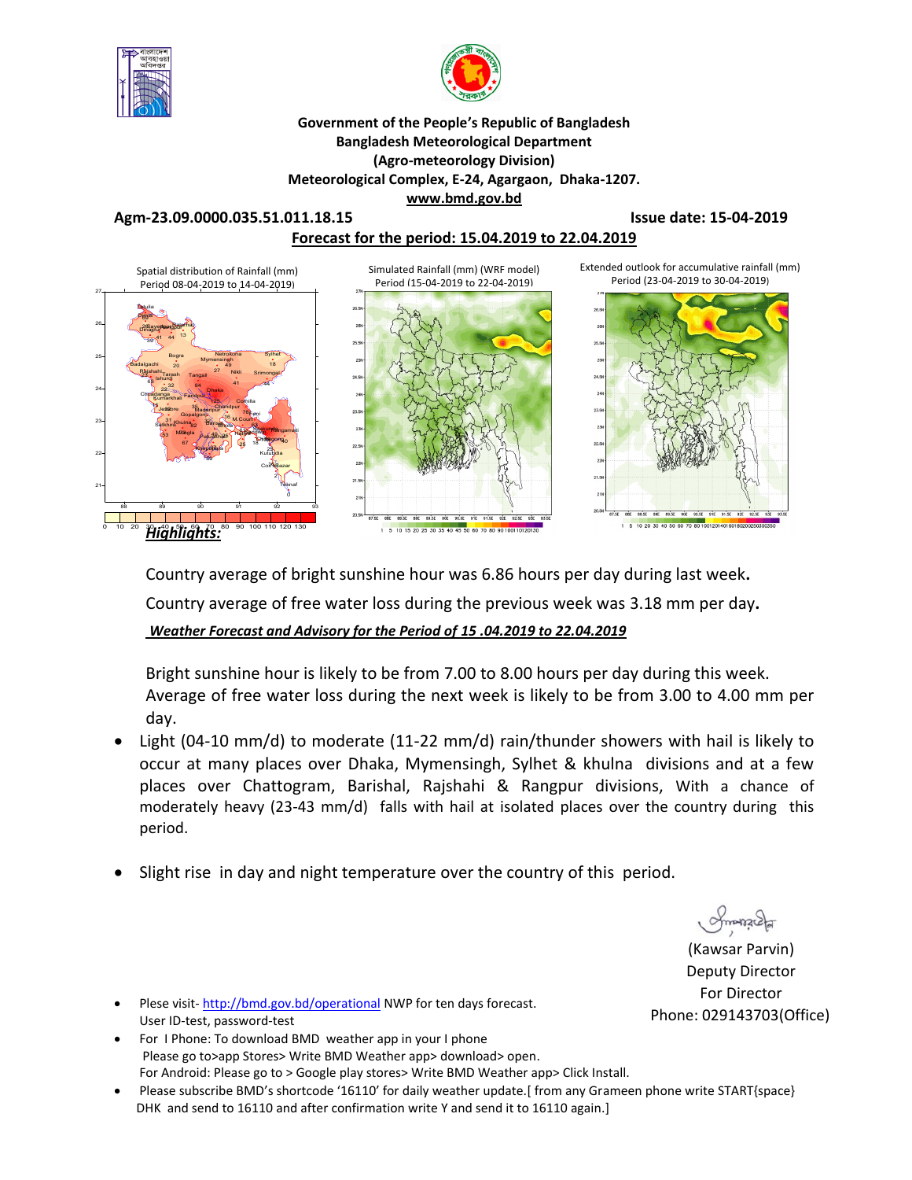**Government of the People's Republic of Bangladesh**
**Bangladesh Meteorological Department**
**(Agro-meteorology Division)**
**Meteorological Complex, E-24, Agargaon, Dhaka-1207.**
**www.bmd.gov.bd**

**Agm-23.09.0000.035.51.011.18.15** **Issue date: 15-04-2019**

**Forecast for the period: 15.04.2019 to 22.04.2019**

Spatial distribution of Rainfall (mm) Period 08-04-2019 to 14-04-2019)

Simulated Rainfall (mm) (WRF model) Period (15-04-2019 to 22-04-2019)

Extended outlook for accumulative rainfall (mm) Period (23-04-2019 to 30-04-2019)

***Highlights:***

Country average of bright sunshine hour was 6.86 hours per day during last week.

Country average of free water loss during the previous week was 3.18 mm per day.

***Weather Forecast and Advisory for the Period of 15 .04.2019 to 22.04.2019***

Bright sunshine hour is likely to be from 7.00 to 8.00 hours per day during this week.
Average of free water loss during the next week is likely to be from 3.00 to 4.00 mm per day.

- Light (04-10 mm/d) to moderate (11-22 mm/d) rain/thunder showers with hail is likely to occur at many places over Dhaka, Mymensingh, Sylhet & khulna divisions and at a few places over Chattogram, Barishal, Rajshahi & Rangpur divisions, With a chance of moderately heavy (23-43 mm/d) falls with hail at isolated places over the country during this period.

- Slight rise in day and night temperature over the country of this period.

(Kawsar Parvin)
Deputy Director
For Director
Phone: 029143703(Office)

- Please visit- http://bmd.gov.bd/operational NWP for ten days forecast.
  User ID-test, password-test
- For I Phone: To download BMD weather app in your I phone
  Please go to>app Stores> Write BMD Weather app> download> open.
  For Android: Please go to > Google play stores> Write BMD Weather app> Click Install.
- Please subscribe BMD's shortcode '16110' for daily weather update.[ from any Grameen phone write START{space} DHK and send to 16110 and after confirmation write Y and send it to 16110 again.]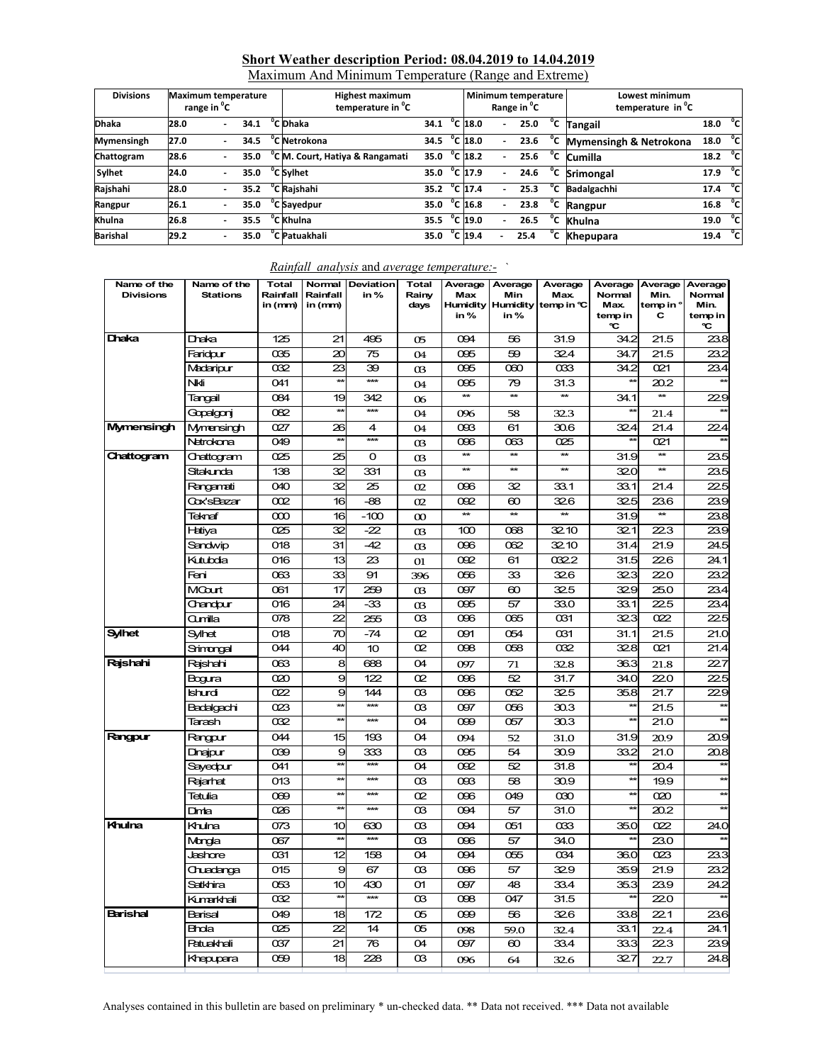## Short Weather description Period: 08.04.2019 to 14.04.2019

Maximum And Minimum Temperature (Range and Extreme)

| Divisions | Maximum temperature range in °C | Highest maximum temperature in °C | | Minimum temperature Range in °C | Lowest minimum temperature in °C | |
|---|---|---|---|---|---|---|
| Dhaka | 28.0 - 34.1 °C | Dhaka | 34.1 °C | 18.0 - 25.0 °C | Tangail | 18.0 °C |
| Mymensingh | 27.0 - 34.5 °C | Netrokona | 34.5 °C | 18.0 - 23.6 °C | Mymensingh & Netrokona | 18.0 °C |
| Chattogram | 28.6 - 35.0 °C | M. Court, Hatiya & Rangamati | 35.0 °C | 18.2 - 25.6 °C | Cumilla | 18.2 °C |
| Sylhet | 24.0 - 35.0 °C | Sylhet | 35.0 °C | 17.9 - 24.6 °C | Srimongal | 17.9 °C |
| Rajshahi | 28.0 - 35.2 °C | Rajshahi | 35.2 °C | 17.4 - 25.3 °C | Badalgachhi | 17.4 °C |
| Rangpur | 26.1 - 35.0 °C | Sayedpur | 35.0 °C | 16.8 - 23.8 °C | Rangpur | 16.8 °C |
| Khulna | 26.8 - 35.5 °C | Khulna | 35.5 °C | 19.0 - 26.5 °C | Khulna | 19.0 °C |
| Barishal | 29.2 - 35.0 °C | Patuakhali | 35.0 °C | 19.4 - 25.4 °C | Khepupara | 19.4 °C |

*Rainfall analysis* and *average temperature:-*

| Name of the Divisions | Name of the Stations | Total Rainfall in (mm) | Normal Rainfall in (mm) | Deviation in % | Total Rainy days | Average Max Humidity in % | Average Min Humidity in % | Average Max. temp in °C | Average Normal Max. temp in °C | Average Min. temp in °C | Average Normal Min. temp in °C |
|---|---|---|---|---|---|---|---|---|---|---|---|
| Dhaka | Dhaka | 125 | 21 | 495 | 05 | 094 | 56 | 31.9 | 34.2 | 21.5 | 23.8 |
| | Faridpur | 035 | 20 | 75 | 04 | 095 | 59 | 32.4 | 34.7 | 21.5 | 23.2 |
| | Madaripur | 032 | 23 | 39 | 03 | 095 | 060 | 033 | 34.2 | 021 | 23.4 |
| | Nikli | 041 | ** | *** | 04 | 095 | 79 | 31.3 | ** | 20.2 | ** |
| | Tangail | 084 | 19 | 342 | 06 | ** | ** | ** | 34.1 | ** | 22.9 |
| | Gopalgonj | 082 | ** | *** | 04 | 096 | 58 | 32.3 | ** | 21.4 | ** |
| Mymensingh | Mymensingh | 027 | 26 | 4 | 04 | 093 | 61 | 30.6 | 32.4 | 21.4 | 22.4 |
| | Netrokona | 049 | ** | *** | 03 | 096 | 063 | 025 | ** | 021 | ** |
| Chattogram | Chattogram | 025 | 25 | 0 | 03 | ** | ** | ** | 31.9 | ** | 23.5 |
| | Sitakunda | 138 | 32 | 331 | 03 | ** | ** | ** | 32.0 | ** | 23.5 |
| | Rangamati | 040 | 32 | 25 | 02 | 096 | 32 | 33.1 | 33.1 | 21.4 | 22.5 |
| | Cox'sBazar | 002 | 16 | -88 | 02 | 092 | 60 | 32.6 | 32.5 | 23.6 | 23.9 |
| | Teknaf | 000 | 16 | -100 | 00 | ** | ** | ** | 31.9 | ** | 23.8 |
| | Hatiya | 025 | 32 | -22 | 03 | 100 | 068 | 32.10 | 32.1 | 22.3 | 23.9 |
| | Sandwip | 018 | 31 | -42 | 03 | 096 | 062 | 32.10 | 31.4 | 21.9 | 24.5 |
| | Kutubdia | 016 | 13 | 23 | 01 | 092 | 61 | 032.2 | 31.5 | 22.6 | 24.1 |
| | Feni | 063 | 33 | 91 | 396 | 056 | 33 | 32.6 | 32.3 | 22.0 | 23.2 |
| | MCourt | 061 | 17 | 259 | 03 | 097 | 60 | 32.5 | 32.9 | 25.0 | 23.4 |
| | Chandpur | 016 | 24 | -33 | 03 | 095 | 57 | 33.0 | 33.1 | 22.5 | 23.4 |
| | Cumilla | 078 | 22 | 255 | 03 | 096 | 065 | 031 | 32.3 | 022 | 22.5 |
| Sylhet | Sylhet | 018 | 70 | -74 | 02 | 091 | 054 | 031 | 31.1 | 21.5 | 21.0 |
| | Srimongal | 044 | 40 | 10 | 02 | 098 | 058 | 032 | 32.8 | 021 | 21.4 |
| Rajshahi | Rajshahi | 063 | 8 | 688 | 04 | 097 | 71 | 32.8 | 36.3 | 21.8 | 22.7 |
| | Bogura | 020 | 9 | 122 | 02 | 096 | 52 | 31.7 | 34.0 | 22.0 | 22.5 |
| | Ishurdi | 022 | 9 | 144 | 03 | 096 | 052 | 32.5 | 35.8 | 21.7 | 22.9 |
| | Badalgachi | 023 | ** | *** | 03 | 097 | 056 | 30.3 | ** | 21.5 | ** |
| | Tarash | 032 | ** | *** | 04 | 099 | 057 | 30.3 | ** | 21.0 | ** |
| Rangpur | Rangpur | 044 | 15 | 193 | 04 | 094 | 52 | 31.0 | 31.9 | 20.9 | 20.9 |
| | Dinajpur | 039 | 9 | 333 | 03 | 095 | 54 | 30.9 | 33.2 | 21.0 | 20.8 |
| | Sayedpur | 041 | ** | *** | 04 | 092 | 52 | 31.8 | ** | 20.4 | ** |
| | Rajarhat | 013 | ** | *** | 03 | 093 | 58 | 30.9 | ** | 19.9 | ** |
| | Tetulia | 069 | ** | *** | 02 | 096 | 049 | 030 | ** | 020 | ** |
| | Dimla | 026 | ** | *** | 03 | 094 | 57 | 31.0 | ** | 20.2 | ** |
| Khulna | Khulna | 073 | 10 | 630 | 03 | 094 | 051 | 033 | 35.0 | 022 | 24.0 |
| | Mongla | 067 | ** | *** | 03 | 096 | 57 | 34.0 | ** | 23.0 | ** |
| | Jashore | 031 | 12 | 158 | 04 | 094 | 055 | 034 | 36.0 | 023 | 23.3 |
| | Chuadanga | 015 | 9 | 67 | 03 | 096 | 57 | 32.9 | 35.9 | 21.9 | 23.2 |
| | Satkhira | 053 | 10 | 430 | 01 | 097 | 48 | 33.4 | 35.3 | 23.9 | 24.2 |
| | Kumarkhali | 032 | ** | *** | 03 | 098 | 047 | 31.5 | ** | 22.0 | ** |
| Barishal | Barisal | 049 | 18 | 172 | 05 | 099 | 56 | 32.6 | 33.8 | 22.1 | 23.6 |
| | Bhola | 025 | 22 | 14 | 05 | 098 | 59.0 | 32.4 | 33.1 | 22.4 | 24.1 |
| | Patuakhali | 037 | 21 | 76 | 04 | 097 | 60 | 33.4 | 33.3 | 22.3 | 23.9 |
| | Khepupara | 059 | 18 | 228 | 03 | 096 | 64 | 32.6 | 32.7 | 22.7 | 24.8 |

Analyses contained in this bulletin are based on preliminary * un-checked data. ** Data not received. *** Data not available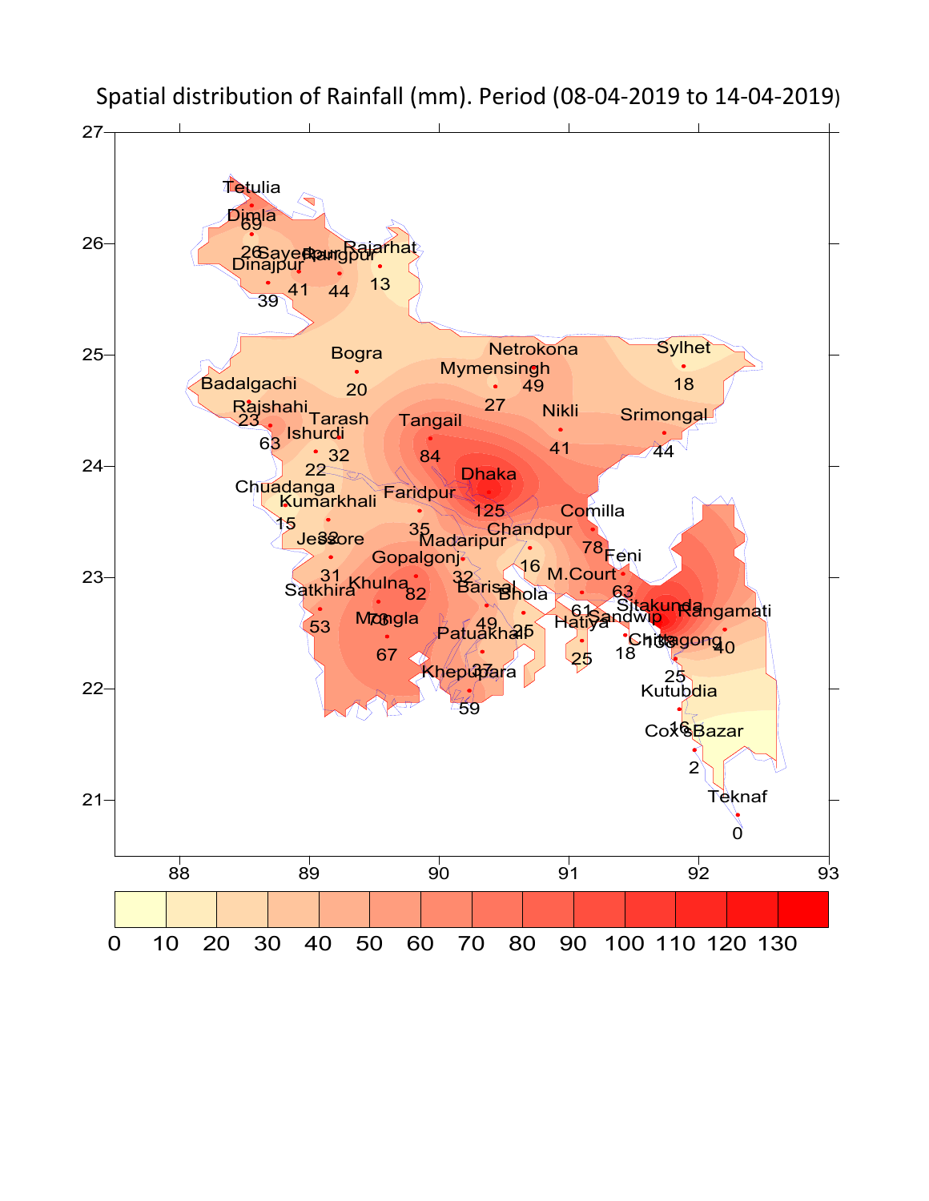Spatial distribution of Rainfall (mm). Period (08-04-2019 to 14-04-2019)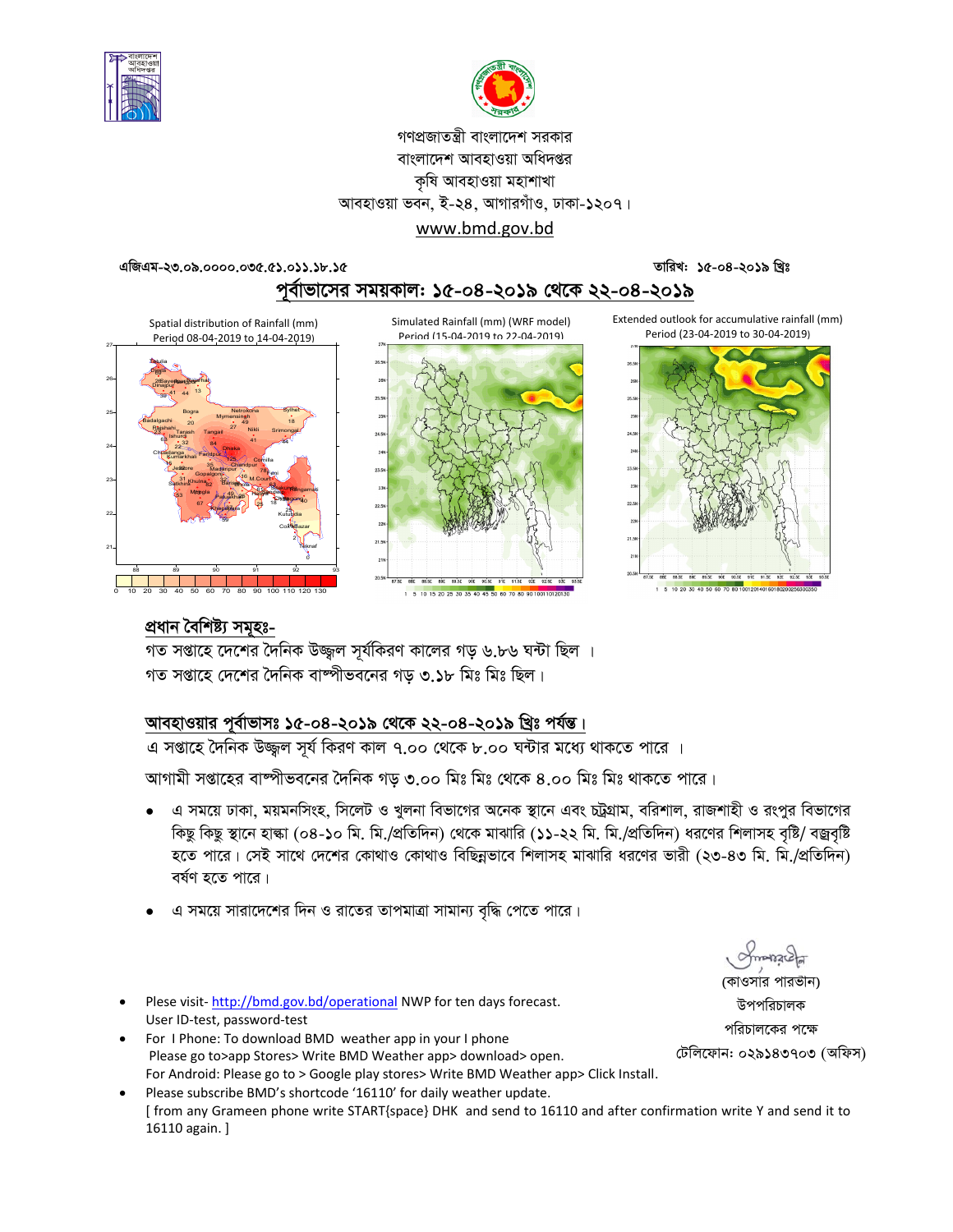গণপ্রজাতন্ত্রী বাংলাদেশ সরকার
বাংলাদেশ আবহাওয়া অধিদপ্তর
কৃষি আবহাওয়া মহাশাখা
আবহাওয়া ভবন, ই-২৪, আগারগাঁও, ঢাকা-১২০৭।
www.bmd.gov.bd

এজিএম-২৩.০৯.০০০০.০৩৫.৫১.০১১.১৮.১৫ তারিখ: ১৫-০৪-২০১৯ খ্রিঃ

## পূর্বাভাসের সময়কাল: ১৫-০৪-২০১৯ থেকে ২২-০৪-২০১৯

Spatial distribution of Rainfall (mm) Period 08-04-2019 to 14-04-2019)

Simulated Rainfall (mm) (WRF model) Period (15-04-2019 to 22-04-2019)

Extended outlook for accumulative rainfall (mm) Period (23-04-2019 to 30-04-2019)

### প্রধান বৈশিষ্ট্য সমূহঃ-

গত সপ্তাহে দেশের দৈনিক উজ্জ্বল সূর্যকিরণ কালের গড় ৬.৮৬ ঘন্টা ছিল ।
গত সপ্তাহে দেশের দৈনিক বাষ্পীভবনের গড় ৩.১৮ মিঃ মিঃ ছিল।

### আবহাওয়ার পূর্বাভাসঃ ১৫-০৪-২০১৯ থেকে ২২-০৪-২০১৯ খ্রিঃ পর্যন্ত।

এ সপ্তাহে দৈনিক উজ্জ্বল সূর্য কিরণ কাল ৭.০০ থেকে ৮.০০ ঘন্টার মধ্যে থাকতে পারে ।

আগামী সপ্তাহের বাষ্পীভবনের দৈনিক গড় ৩.০০ মিঃ মিঃ থেকে ৪.০০ মিঃ মিঃ থাকতে পারে।

- এ সময়ে ঢাকা, ময়মনসিংহ, সিলেট ও খুলনা বিভাগের অনেক স্থানে এবং চট্রগ্রাম, বরিশাল, রাজশাহী ও রংপুর বিভাগের কিছু কিছু স্থানে হাল্কা (০৪-১০ মি. মি./প্রতিদিন) থেকে মাঝারি (১১-২২ মি. মি./প্রতিদিন) ধরণের শিলাসহ বৃষ্টি/ বজ্রবৃষ্টি হতে পারে। সেই সাথে দেশের কোথাও কোথাও বিছিন্নভাবে শিলাসহ মাঝারি ধরণের ভারী (২৩-৪৩ মি. মি./প্রতিদিন) বর্ষণ হতে পারে।
- এ সময়ে সারাদেশের দিন ও রাতের তাপমাত্রা সামান্য বৃদ্ধি পেতে পারে।

(কাওসার পারভীন)
উপপরিচালক
পরিচালকের পক্ষে
টেলিফোন: ০২৯১৪৩৭০৩ (অফিস)

- Plese visit- http://bmd.gov.bd/operational NWP for ten days forecast. User ID-test, password-test
- For I Phone: To download BMD weather app in your I phone Please go to>app Stores> Write BMD Weather app> download> open. For Android: Please go to > Google play stores> Write BMD Weather app> Click Install.
- Please subscribe BMD's shortcode '16110' for daily weather update. [ from any Grameen phone write START{space} DHK and send to 16110 and after confirmation write Y and send it to 16110 again. ]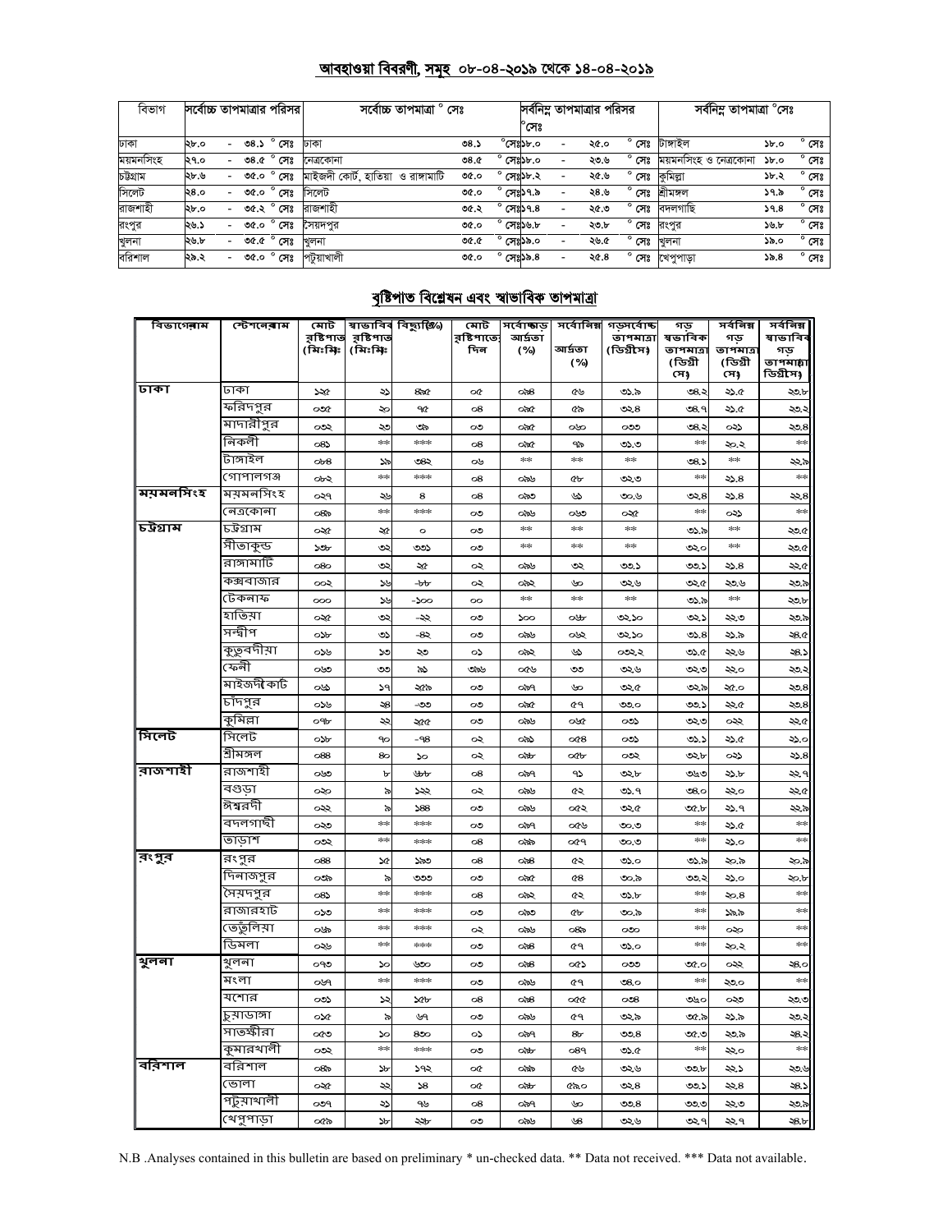## আবহাওয়া বিবরণী, সমূহ ০৮-০৪-২০১৯ থেকে ১৪-০৪-২০১৯

| বিভাগ | সর্বোচ্চ তাপমাত্রার পরিসর | সর্বোচ্চ তাপমাত্রা ° সেঃ | | সর্বনিম্ন তাপমাত্রার পরিসর °সেঃ | সর্বনিম্ন তাপমাত্রা °সেঃ | |
|---|---|---|---|---|---|---|
| ঢাকা | ২৮.০ - ৩৪.১ ° সেঃ | ঢাকা | ৩৪.১ ° সেঃ | ১৮.০ - ২৫.০ ° সেঃ | টাঙ্গাইল | ১৮.০ ° সেঃ |
| ময়মনসিংহ | ২৭.০ - ৩৪.৫ ° সেঃ | নেত্রকোনা | ৩৪.৫ ° সেঃ | ১৮.০ - ২৩.৬ ° সেঃ | ময়মনসিংহ ও নেত্রকোনা | ১৮.০ ° সেঃ |
| চট্টগ্রাম | ২৮.৬ - ৩৫.০ ° সেঃ | মাইজদী কোর্ট, হাতিয়া ও রাঙ্গামাটি | ৩৫.০ ° সেঃ | ১৮.২ - ২৫.৬ ° সেঃ | কুমিল্লা | ১৮.২ ° সেঃ |
| সিলেট | ২৪.০ - ৩৫.০ ° সেঃ | সিলেট | ৩৫.০ ° সেঃ | ১৭.৯ - ২৪.৬ ° সেঃ | শ্রীমঙ্গল | ১৭.৯ ° সেঃ |
| রাজশাহী | ২৮.০ - ৩৫.২ ° সেঃ | রাজশাহী | ৩৫.২ ° সেঃ | ১৭.৪ - ২৫.৩ ° সেঃ | বদলগাছি | ১৭.৪ ° সেঃ |
| রংপুর | ২৬.১ - ৩৫.০ ° সেঃ | সৈয়দপুর | ৩৫.০ ° সেঃ | ১৬.৮ - ২৩.৮ ° সেঃ | রংপুর | ১৬.৮ ° সেঃ |
| খুলনা | ২৬.৮ - ৩৫.৫ ° সেঃ | খুলনা | ৩৫.৫ ° সেঃ | ১৯.০ - ২৬.৫ ° সেঃ | খুলনা | ১৯.০ ° সেঃ |
| বরিশাল | ২৯.২ - ৩৫.০ ° সেঃ | পটুয়াখালী | ৩৫.০ ° সেঃ | ১৯.৪ - ২৫.৪ ° সেঃ | খেপুপাড়া | ১৯.৪ ° সেঃ |

## বৃষ্টিপাত বিশ্লেষন এবং স্বাভাবিক তাপমাত্রা

| বিভাগের নাম | স্টেশনের নাম | মোট বৃষ্টিপাত (মিঃমিঃ) | স্বাভাবিক বৃষ্টিপাত (মিঃমিঃ) | বিচ্যুতি(%) | মোট বৃষ্টিপাতের দিন | সর্বোচ্চ গড় আর্দ্রতা (%) | সর্বোনিম্ন আর্দ্রতা (%) | গড় সর্বোচ্চ তাপমাত্রা (ডিগ্রী সেঃ) | গড় স্বাভাবিক তাপমাত্রা (ডিগ্রী সেঃ) | সর্বনিম্ন গড় তাপমাত্রা (ডিগ্রী সেঃ) | সর্বনিম্ন স্বাভাবিক গড় তাপমাত্রা (ডিগ্রী সেঃ) |
|---|---|---|---|---|---|---|---|---|---|---|---|
| ঢাকা | ঢাকা | ১২৫ | ২১ | ৪৯৫ | ০৫ | ০৯৪ | ৫৬ | ৩১.৯ | ৩৪.২ | ২১.৫ | ২৩.৮ |
| | ফরিদপুর | ০৩৫ | ২০ | ৭৫ | ০৪ | ০৯৫ | ৫৯ | ৩২.৪ | ৩৪.৭ | ২১.৫ | ২৩.২ |
| | মাদারীপুর | ০৩২ | ২৩ | ৩৯ | ০৩ | ০৯৫ | ০৬০ | ০৩৩ | ৩৪.২ | ০২১ | ২৩.৪ |
| | নিকলী | ০৪১ | ** | *** | ০৪ | ০৯৫ | ৭৯ | ৩১.৩ | ** | ২০.২ | ** |
| | টাঙ্গাইল | ০৮৪ | ১৯ | ৩৪২ | ০৬ | ** | ** | ** | ৩৪.১ | ** | ২২.৯ |
| | গোপালগঞ্জ | ০৮২ | ** | *** | ০৪ | ০৯৬ | ৫৮ | ৩২.৩ | ** | ২১.৪ | ** |
| ময়মনসিংহ | ময়মনসিংহ | ০২৭ | ২৬ | ৪ | ০৪ | ০৯৩ | ৬১ | ৩০.৬ | ৩২.৪ | ২১.৪ | ২২.৪ |
| | নেত্রকোনা | ০৪৯ | ** | *** | ০৩ | ০৯৬ | ০৬৩ | ০২৫ | ** | ০২১ | ** |
| চট্টগ্রাম | চট্টগ্রাম | ০২৫ | ২৫ | ০ | ০৩ | ** | ** | ** | ৩১.৯ | ** | ২৩.৫ |
| | সীতাকুন্ড | ১৩৮ | ৩২ | ৩৩১ | ০৩ | ** | ** | ** | ৩২.০ | ** | ২৩.৫ |
| | রাঙ্গামাটি | ০৪০ | ৩২ | ২৫ | ০২ | ০৯৬ | ৩২ | ৩৩.১ | ৩৩.১ | ২১.৪ | ২২.৫ |
| | কক্সবাজার | ০০২ | ১৬ | -৮৮ | ০২ | ০৯২ | ৬০ | ৩২.৬ | ৩২.৫ | ২৩.৬ | ২৩.৯ |
| | টেকনাফ | ০০০ | ১৬ | -১০০ | ০০ | ** | ** | ** | ৩১.৯ | ** | ২৩.৮ |
| | হাতিয়া | ০২৫ | ৩২ | -২২ | ০৩ | ১০০ | ০৬৮ | ৩২.১০ | ৩২.১ | ২২.৩ | ২৩.৯ |
| | সন্দ্বীপ | ০১৮ | ৩১ | -৪২ | ০৩ | ০৯৬ | ০৬২ | ৩২.১০ | ৩১.৪ | ২১.৯ | ২৪.৫ |
| | কুতুবদীয়া | ০১৬ | ১৩ | ২৩ | ০১ | ০৯২ | ৬১ | ০৩২.২ | ৩১.৫ | ২২.৬ | ২৪.১ |
| | ফেনী | ০৬৩ | ৩৩ | ৯১ | ৩৯৬ | ০৫৬ | ৩৩ | ৩২.৬ | ৩২.৩ | ২২.০ | ২৩.২ |
| | মাইজদীকোর্ট | ০৬১ | ১৭ | ২৫৯ | ০৩ | ০৯৭ | ৬০ | ৩২.৫ | ৩২.৯ | ২৫.০ | ২৩.৪ |
| | চাঁদপুর | ০১৬ | ২৪ | -৩৩ | ০৩ | ০৯৫ | ৫৭ | ৩৩.০ | ৩৩.১ | ২২.৫ | ২৩.৪ |
| | কুমিল্লা | ০৭৮ | ২২ | ২৫৫ | ০৩ | ০৯৬ | ০৬৫ | ০৩১ | ৩২.৩ | ০২২ | ২২.৫ |
| সিলেট | সিলেট | ০১৮ | ৭০ | -৭৪ | ০২ | ০৯১ | ০৫৪ | ০৩১ | ৩১.১ | ২১.৫ | ২১.০ |
| | শ্রীমঙ্গল | ০৪৪ | ৪০ | ১০ | ০২ | ০৯৮ | ০৫৮ | ০৩২ | ৩২.৮ | ০২১ | ২১.৪ |
| রাজশাহী | রাজশাহী | ০৬৩ | ৮ | ৬৮৮ | ০৪ | ০৯৭ | ৭১ | ৩২.৮ | ৩৬.৩ | ২১.৮ | ২২.৭ |
| | বগুড়া | ০২০ | ৯ | ১২২ | ০২ | ০৯৬ | ৫২ | ৩১.৭ | ৩৪.০ | ২২.০ | ২২.৫ |
| | ঈশ্বরদী | ০২২ | ৯ | ১৪৪ | ০৩ | ০৯৬ | ০৫২ | ৩২.৫ | ৩৫.৮ | ২১.৭ | ২২.৯ |
| | বদলগাছী | ০২৩ | ** | *** | ০৩ | ০৯৭ | ০৫৬ | ৩০.৩ | ** | ২১.৫ | ** |
| | তাড়াশ | ০৩২ | ** | *** | ০৪ | ০৯৯ | ০৫৭ | ৩০.৩ | ** | ২১.০ | ** |
| রংপুর | রংপুর | ০৪৪ | ১৫ | ১৯৩ | ০৪ | ০৯৪ | ৫২ | ৩১.০ | ৩১.৯ | ২০.৯ | ২০.৯ |
| | দিনাজপুর | ০৩৯ | ৯ | ৩৩৩ | ০৩ | ০৯৫ | ৫৪ | ৩০.৯ | ৩৩.২ | ২১.০ | ২০.৮ |
| | সৈয়দপুর | ০৪১ | ** | *** | ০৪ | ০৯২ | ৫২ | ৩১.৮ | ** | ২০.৪ | ** |
| | রাজারহাট | ০১৩ | ** | *** | ০৩ | ০৯৩ | ৫৮ | ৩০.৯ | ** | ১৯.৯ | ** |
| | তেতুঁলিয়া | ০৬৯ | ** | *** | ০২ | ০৯৬ | ০৪৯ | ০৩০ | ** | ০২০ | ** |
| | ডিমলা | ০২৬ | ** | *** | ০৩ | ০৯৪ | ৫৭ | ৩১.০ | ** | ২০.২ | ** |
| খুলনা | খুলনা | ০৭৩ | ১০ | ৬৩০ | ০৩ | ০৯৪ | ০৫১ | ০৩৩ | ৩৫.০ | ০২২ | ২৪.০ |
| | মংলা | ০৬৭ | ** | *** | ০৩ | ০৯৬ | ৫৭ | ৩৪.০ | ** | ২৩.০ | ** |
| | যশোর | ০৩১ | ১২ | ১৫৮ | ০৪ | ০৯৪ | ০৫৫ | ০৩৪ | ৩৬.০ | ০২৩ | ২৩.৩ |
| | চুয়াডাঙ্গা | ০১৫ | ৯ | ৬৭ | ০৩ | ০৯৬ | ৫৭ | ৩২.৯ | ৩৫.৯ | ২১.৯ | ২৩.২ |
| | সাতক্ষীরা | ০৫৩ | ১০ | ৪৩০ | ০১ | ০৯৭ | ৪৮ | ৩৩.৪ | ৩৫.৩ | ২৩.৯ | ২৪.২ |
| | কুমারখালী | ০৩২ | ** | *** | ০৩ | ০৯৮ | ০৪৭ | ৩১.৫ | ** | ২২.০ | ** |
| বরিশাল | বরিশাল | ০৪৯ | ১৮ | ১৭২ | ০৫ | ০৯৯ | ৫৬ | ৩২.৬ | ৩৩.৮ | ২২.১ | ২৩.৬ |
| | ভোলা | ০২৫ | ২২ | ১৪ | ০৫ | ০৯৮ | ৫৯০ | ৩২.৪ | ৩৩.১ | ২২.৪ | ২৪.১ |
| | পটুয়াখালী | ০৩৭ | ২১ | ৭৬ | ০৪ | ০৯৭ | ৬০ | ৩৩.৪ | ৩৩.৩ | ২২.৩ | ২৩.৯ |
| | খেপুপাড়া | ০৫৯ | ১৮ | ২২৮ | ০৩ | ০৯৬ | ৬৪ | ৩২.৬ | ৩২.৭ | ২২.৭ | ২৪.৮ |

N.B .Analyses contained in this bulletin are based on preliminary * un-checked data. ** Data not received. *** Data not available.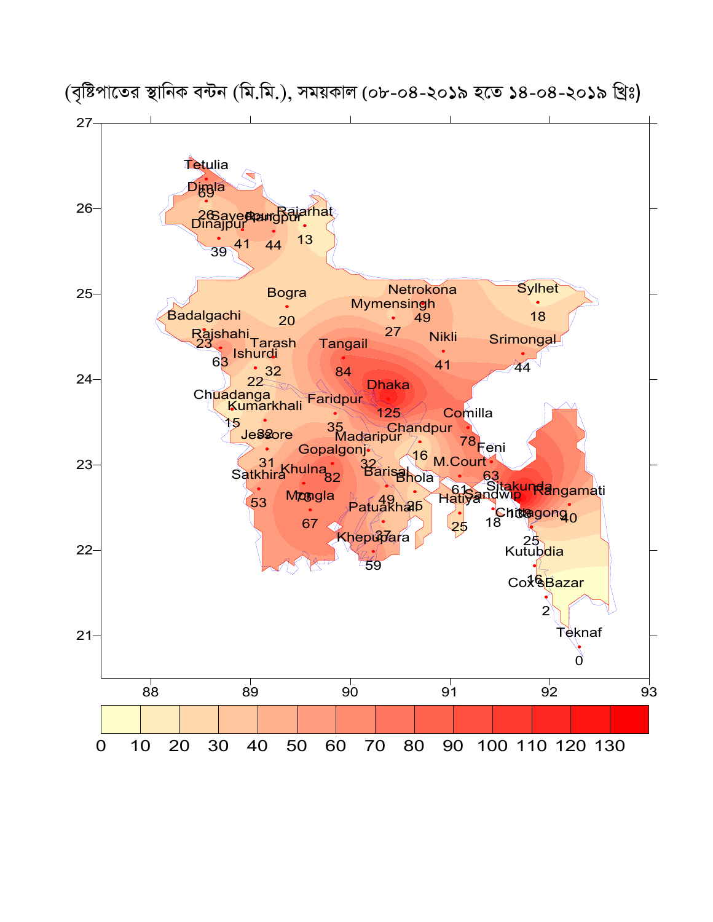(বৃষ্টিপাতের স্থানিক বন্টন (মি.মি.), সময়কাল (০৮-০৪-২০১৯ হতে ১৪-০৪-২০১৯ খ্রিঃ)

27
26
25
24
23
22
21

88
89
90
91
92
93

Tetulia
Dimla
69
26
Sayedpur
Rangpur
Rajarhat
Dinajpur
41
44
13
39
Bogra
20
Netrokona
Mymensingh
49
27
Sylhet
18
Badalgachi
Rajshahi
23
Tarash
Ishurdi
63
32
22
Tangail
84
Nikli
41
Srimongal
44
Dhaka
125
Chuadanga
Kumarkhali
15
32
Faridpur
35
Comilla
78
Jessore
31
Madaripur
32
Chandpur
16
Feni
63
Gopalgonj
82
M.Court
61
Satkhira
53
Khulna
73
Barisal
49
Bhola
25
Sitakunda
108
Rangamati
40
Mongla
67
Patuakhali
37
Hatiya
25
Sandwip
18
Chittagong
25
Khepupara
59
Kutubdia
16
Cox'sBazar
2
Teknaf
0

0
10
20
30
40
50
60
70
80
90
100
110
120
130